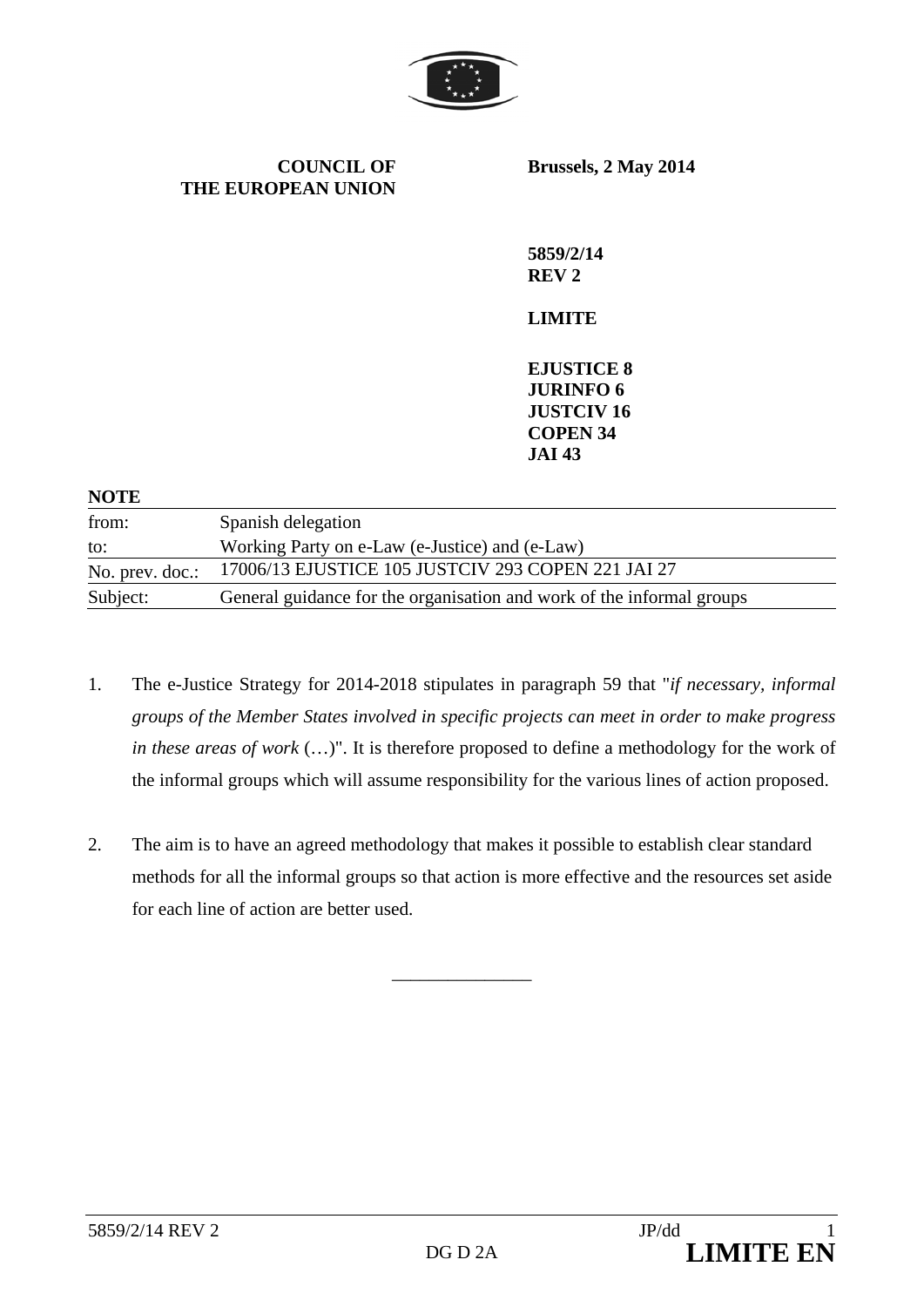**COUNCIL OF THE EUROPEAN UNION**

**Brussels, 2 May 2014**

**5859/2/14**
**REV 2**

**LIMITE**

**EJUSTICE 8**
**JURINFO 6**
**JUSTCIV 16**
**COPEN 34**
**JAI 43**

**NOTE**

| | |
|---|---|
| from: | Spanish delegation |
| to: | Working Party on e-Law (e-Justice) and (e-Law) |
| No. prev. doc.: | 17006/13 EJUSTICE 105 JUSTCIV 293 COPEN 221 JAI 27 |
| Subject: | General guidance for the organisation and work of the informal groups |

1. The e-Justice Strategy for 2014-2018 stipulates in paragraph 59 that "*if necessary, informal groups of the Member States involved in specific projects can meet in order to make progress in these areas of work* (…)". It is therefore proposed to define a methodology for the work of the informal groups which will assume responsibility for the various lines of action proposed.

2. The aim is to have an agreed methodology that makes it possible to establish clear standard methods for all the informal groups so that action is more effective and the resources set aside for each line of action are better used.

\_\_\_\_\_\_\_\_\_\_\_\_\_\_\_\_\_\_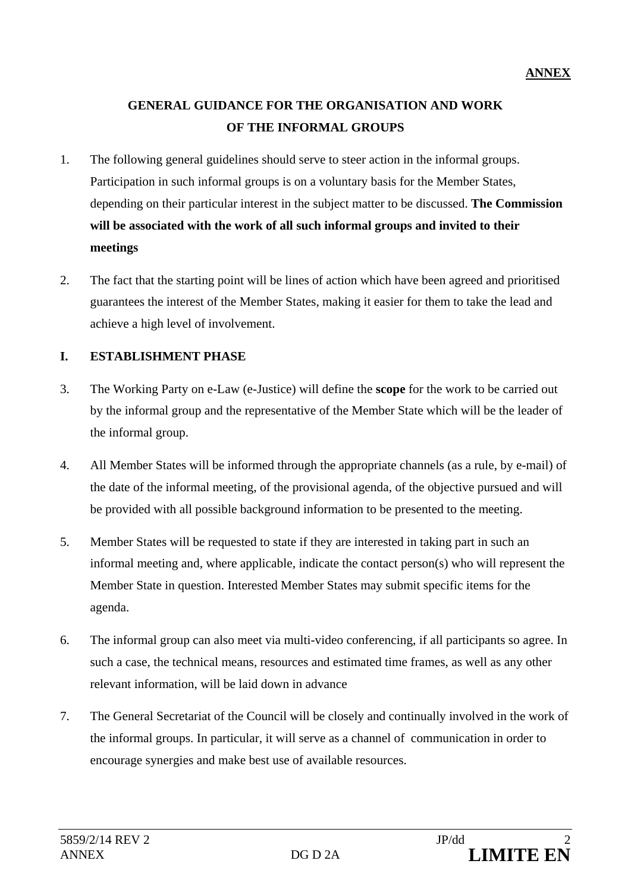**ANNEX**

# GENERAL GUIDANCE FOR THE ORGANISATION AND WORK OF THE INFORMAL GROUPS

1. The following general guidelines should serve to steer action in the informal groups. Participation in such informal groups is on a voluntary basis for the Member States, depending on their particular interest in the subject matter to be discussed. **The Commission will be associated with the work of all such informal groups and invited to their meetings**

2. The fact that the starting point will be lines of action which have been agreed and prioritised guarantees the interest of the Member States, making it easier for them to take the lead and achieve a high level of involvement.

## I. ESTABLISHMENT PHASE

3. The Working Party on e-Law (e-Justice) will define the **scope** for the work to be carried out by the informal group and the representative of the Member State which will be the leader of the informal group.

4. All Member States will be informed through the appropriate channels (as a rule, by e-mail) of the date of the informal meeting, of the provisional agenda, of the objective pursued and will be provided with all possible background information to be presented to the meeting.

5. Member States will be requested to state if they are interested in taking part in such an informal meeting and, where applicable, indicate the contact person(s) who will represent the Member State in question. Interested Member States may submit specific items for the agenda.

6. The informal group can also meet via multi-video conferencing, if all participants so agree. In such a case, the technical means, resources and estimated time frames, as well as any other relevant information, will be laid down in advance

7. The General Secretariat of the Council will be closely and continually involved in the work of the informal groups. In particular, it will serve as a channel of communication in order to encourage synergies and make best use of available resources.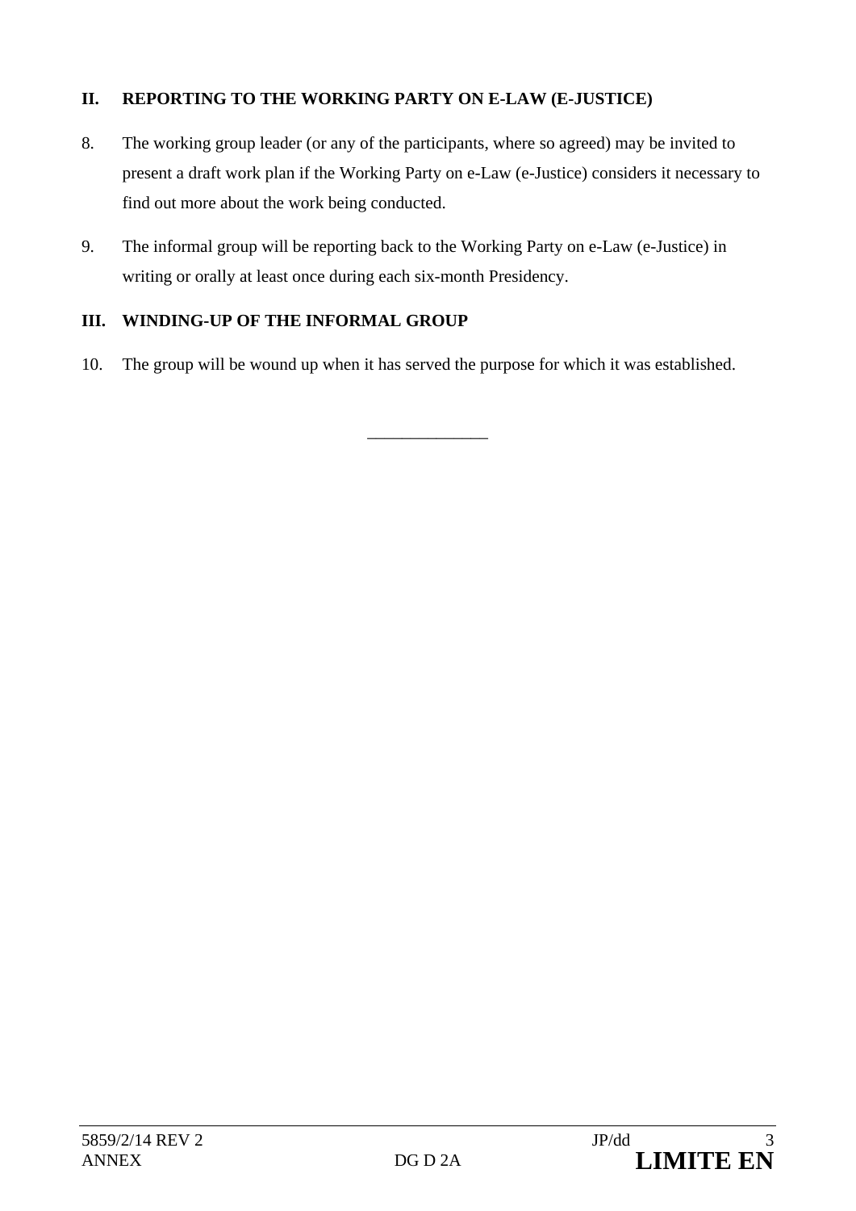## II. REPORTING TO THE WORKING PARTY ON E-LAW (E-JUSTICE)

8. The working group leader (or any of the participants, where so agreed) may be invited to present a draft work plan if the Working Party on e-Law (e-Justice) considers it necessary to find out more about the work being conducted.

9. The informal group will be reporting back to the Working Party on e-Law (e-Justice) in writing or orally at least once during each six-month Presidency.

## III. WINDING-UP OF THE INFORMAL GROUP

10. The group will be wound up when it has served the purpose for which it was established.

______________